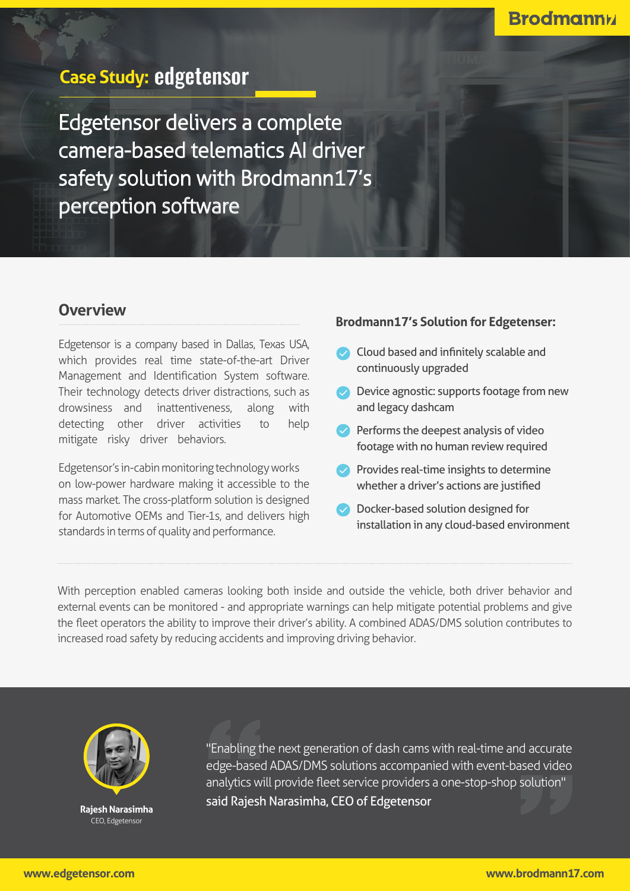Brodmann17

# Case Study: edgetensor

Edgetensor delivers a complete camera-based telematics AI driver safety solution with Brodmann17's perception software

## Overview

Edgetensor is a company based in Dallas, Texas USA, which provides real time state-of-the-art Driver Management and Identification System software. Their technology detects driver distractions, such as drowsiness and inattentiveness, along with detecting other driver activities to help mitigate risky driver behaviors.

Edgetensor's in-cabin monitoring technology works on low-power hardware making it accessible to the mass market. The cross-platform solution is designed for Automotive OEMs and Tier-1s, and delivers high standards in terms of quality and performance.

### Brodmann17's Solution for Edgetenser:

- Cloud based and infinitely scalable and continuously upgraded
- Device agnostic: supports footage from new and legacy dashcam
- Performs the deepest analysis of video footage with no human review required
- Provides real-time insights to determine whether a driver's actions are justified
- Docker-based solution designed for installation in any cloud-based environment

With perception enabled cameras looking both inside and outside the vehicle, both driver behavior and external events can be monitored - and appropriate warnings can help mitigate potential problems and give the fleet operators the ability to improve their driver's ability. A combined ADAS/DMS solution contributes to increased road safety by reducing accidents and improving driving behavior.

"Enabling the next generation of dash cams with real-time and accurate edge-based ADAS/DMS solutions accompanied with event-based video analytics will provide fleet service providers a one-stop-shop solution" said Rajesh Narasimha, CEO of Edgetensor

**Rajesh Narasimha**
CEO, Edgetensor

www.edgetensor.com

www.brodmann17.com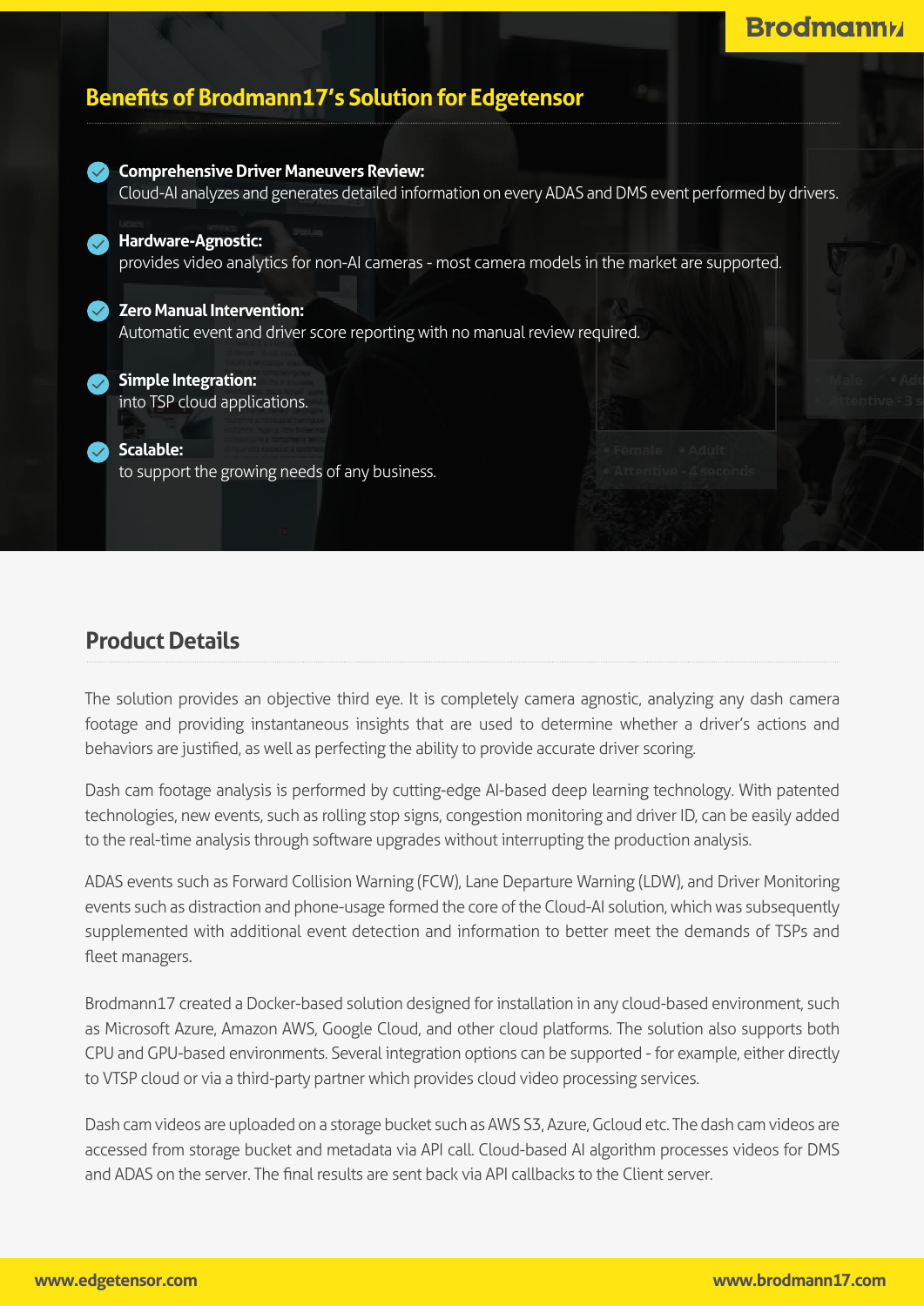## Benefits of Brodmann17's Solution for Edgetensor

- **Comprehensive Driver Maneuvers Review:**
  Cloud-AI analyzes and generates detailed information on every ADAS and DMS event performed by drivers.
- **Hardware-Agnostic:**
  provides video analytics for non-AI cameras - most camera models in the market are supported.
- **Zero Manual Intervention:**
  Automatic event and driver score reporting with no manual review required.
- **Simple Integration:**
  into TSP cloud applications.
- **Scalable:**
  to support the growing needs of any business.

## Product Details

The solution provides an objective third eye. It is completely camera agnostic, analyzing any dash camera footage and providing instantaneous insights that are used to determine whether a driver's actions and behaviors are justified, as well as perfecting the ability to provide accurate driver scoring.

Dash cam footage analysis is performed by cutting-edge AI-based deep learning technology. With patented technologies, new events, such as rolling stop signs, congestion monitoring and driver ID, can be easily added to the real-time analysis through software upgrades without interrupting the production analysis.

ADAS events such as Forward Collision Warning (FCW), Lane Departure Warning (LDW), and Driver Monitoring events such as distraction and phone-usage formed the core of the Cloud-AI solution, which was subsequently supplemented with additional event detection and information to better meet the demands of TSPs and fleet managers.

Brodmann17 created a Docker-based solution designed for installation in any cloud-based environment, such as Microsoft Azure, Amazon AWS, Google Cloud, and other cloud platforms. The solution also supports both CPU and GPU-based environments. Several integration options can be supported - for example, either directly to VTSP cloud or via a third-party partner which provides cloud video processing services.

Dash cam videos are uploaded on a storage bucket such as AWS S3, Azure, Gcloud etc. The dash cam videos are accessed from storage bucket and metadata via API call. Cloud-based AI algorithm processes videos for DMS and ADAS on the server. The final results are sent back via API callbacks to the Client server.

www.edgetensor.com

www.brodmann17.com